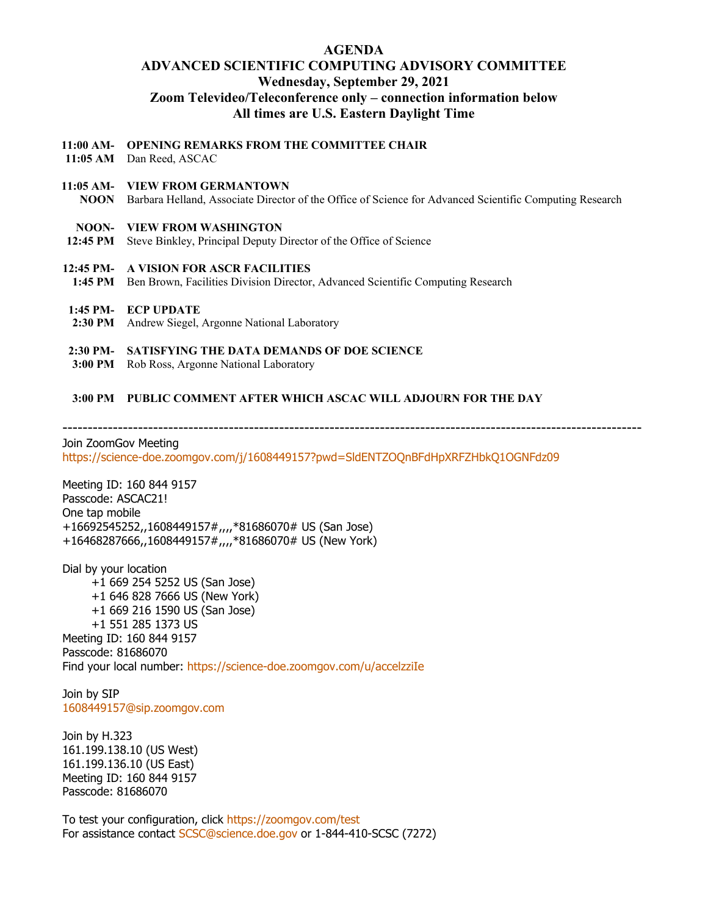# AGENDA

## ADVANCED SCIENTIFIC COMPUTING ADVISORY COMMITTEE

**Wednesday, September 29, 2021**

**Zoom Televideo/Teleconference only – connection information below**

**All times are U.S. Eastern Daylight Time**

**11:00 AM- 11:05 AM** **OPENING REMARKS FROM THE COMMITTEE CHAIR**
Dan Reed, ASCAC

**11:05 AM- NOON** **VIEW FROM GERMANTOWN**
Barbara Helland, Associate Director of the Office of Science for Advanced Scientific Computing Research

**NOON- 12:45 PM** **VIEW FROM WASHINGTON**
Steve Binkley, Principal Deputy Director of the Office of Science

**12:45 PM- 1:45 PM** **A VISION FOR ASCR FACILITIES**
Ben Brown, Facilities Division Director, Advanced Scientific Computing Research

**1:45 PM- 2:30 PM** **ECP UPDATE**
Andrew Siegel, Argonne National Laboratory

**2:30 PM- 3:00 PM** **SATISFYING THE DATA DEMANDS OF DOE SCIENCE**
Rob Ross, Argonne National Laboratory

**3:00 PM** **PUBLIC COMMENT AFTER WHICH ASCAC WILL ADJOURN FOR THE DAY**

---

Join ZoomGov Meeting
https://science-doe.zoomgov.com/j/1608449157?pwd=SldENTZOQnBFdHpXRFZHbkQ1OGNFdz09

Meeting ID: 160 844 9157
Passcode: ASCAC21!
One tap mobile
+16692545252,,1608449157#,,,,*81686070# US (San Jose)
+16468287666,,1608449157#,,,,*81686070# US (New York)

Dial by your location
+1 669 254 5252 US (San Jose)
+1 646 828 7666 US (New York)
+1 669 216 1590 US (San Jose)
+1 551 285 1373 US
Meeting ID: 160 844 9157
Passcode: 81686070
Find your local number: https://science-doe.zoomgov.com/u/accelzziIe

Join by SIP
1608449157@sip.zoomgov.com

Join by H.323
161.199.138.10 (US West)
161.199.136.10 (US East)
Meeting ID: 160 844 9157
Passcode: 81686070

To test your configuration, click https://zoomgov.com/test
For assistance contact SCSC@science.doe.gov or 1-844-410-SCSC (7272)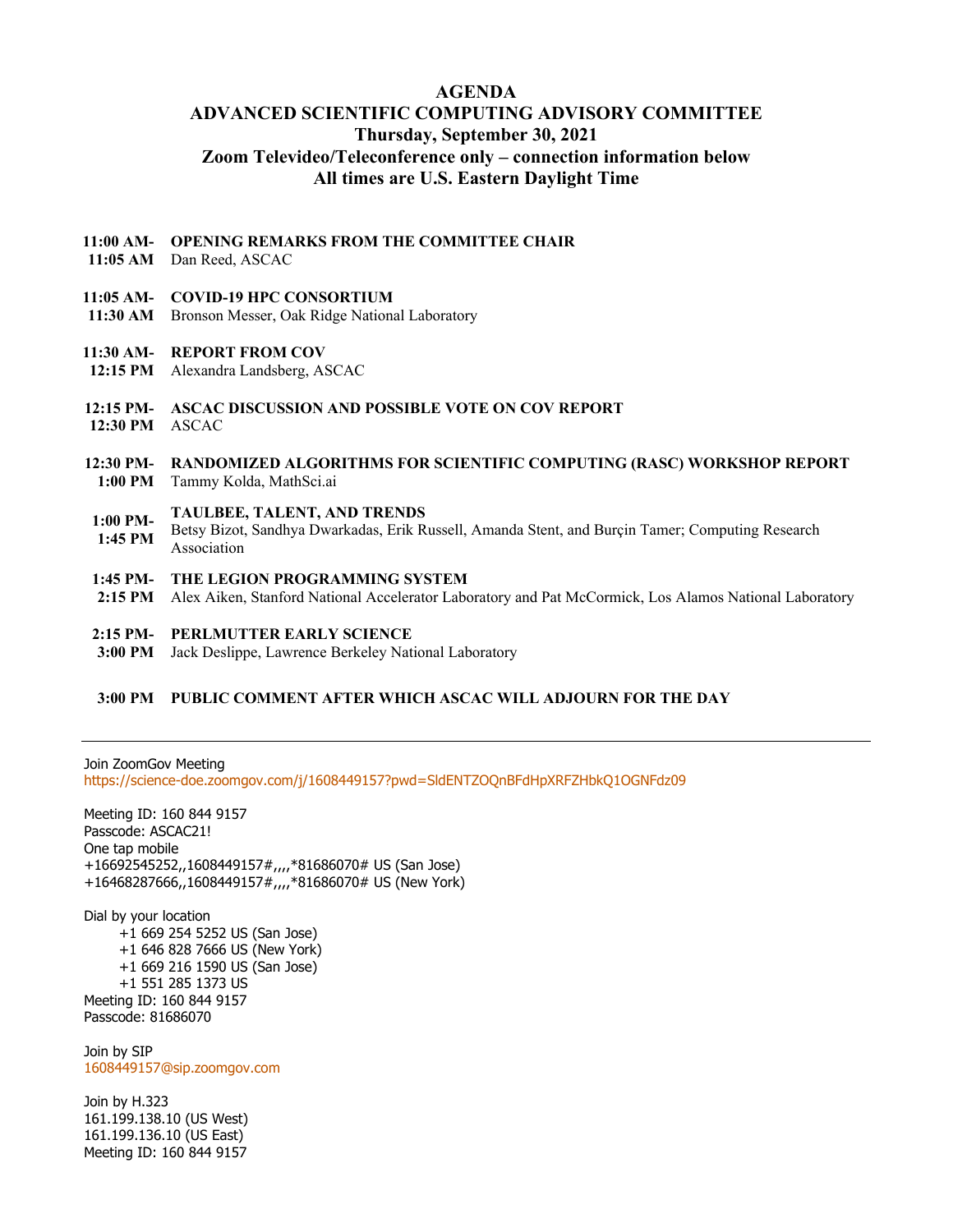# AGENDA
## ADVANCED SCIENTIFIC COMPUTING ADVISORY COMMITTEE
### Thursday, September 30, 2021
### Zoom Televideo/Teleconference only – connection information below
### All times are U.S. Eastern Daylight Time

**11:00 AM- 11:05 AM** **OPENING REMARKS FROM THE COMMITTEE CHAIR**
Dan Reed, ASCAC

**11:05 AM- 11:30 AM** **COVID-19 HPC CONSORTIUM**
Bronson Messer, Oak Ridge National Laboratory

**11:30 AM- 12:15 PM** **REPORT FROM COV**
Alexandra Landsberg, ASCAC

**12:15 PM- 12:30 PM** **ASCAC DISCUSSION AND POSSIBLE VOTE ON COV REPORT**
ASCAC

**12:30 PM- 1:00 PM** **RANDOMIZED ALGORITHMS FOR SCIENTIFIC COMPUTING (RASC) WORKSHOP REPORT**
Tammy Kolda, MathSci.ai

**1:00 PM- 1:45 PM** **TAULBEE, TALENT, AND TRENDS**
Betsy Bizot, Sandhya Dwarkadas, Erik Russell, Amanda Stent, and Burçin Tamer; Computing Research Association

**1:45 PM- 2:15 PM** **THE LEGION PROGRAMMING SYSTEM**
Alex Aiken, Stanford National Accelerator Laboratory and Pat McCormick, Los Alamos National Laboratory

**2:15 PM- 3:00 PM** **PERLMUTTER EARLY SCIENCE**
Jack Deslippe, Lawrence Berkeley National Laboratory

**3:00 PM** **PUBLIC COMMENT AFTER WHICH ASCAC WILL ADJOURN FOR THE DAY**

---

Join ZoomGov Meeting
https://science-doe.zoomgov.com/j/1608449157?pwd=SldENTZOQnBFdHpXRFZHbkQ1OGNFdz09

Meeting ID: 160 844 9157
Passcode: ASCAC21!
One tap mobile
+16692545252,,1608449157#,,,,*81686070# US (San Jose)
+16468287666,,1608449157#,,,,*81686070# US (New York)

Dial by your location
+1 669 254 5252 US (San Jose)
+1 646 828 7666 US (New York)
+1 669 216 1590 US (San Jose)
+1 551 285 1373 US
Meeting ID: 160 844 9157
Passcode: 81686070

Join by SIP
1608449157@sip.zoomgov.com

Join by H.323
161.199.138.10 (US West)
161.199.136.10 (US East)
Meeting ID: 160 844 9157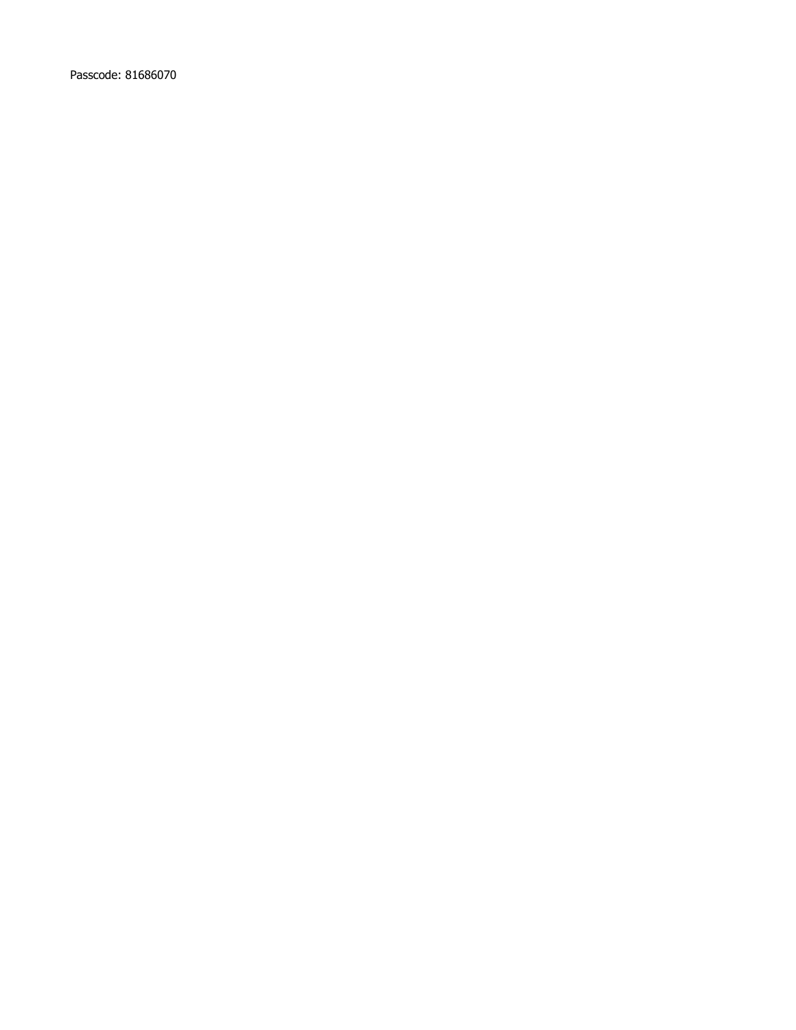Passcode: 81686070